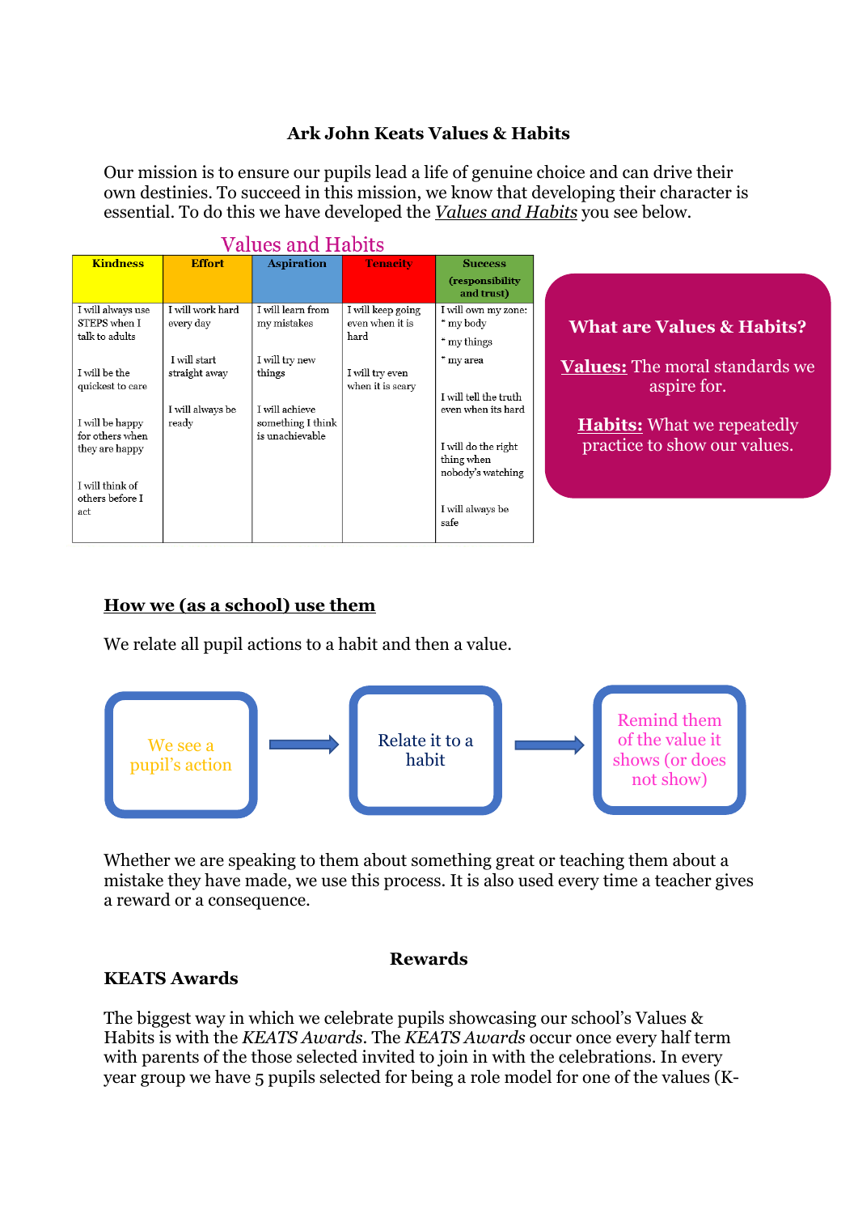# Ark John Keats Values & Habits

Our mission is to ensure our pupils lead a life of genuine choice and can drive their own destinies. To succeed in this mission, we know that developing their character is essential. To do this we have developed the *Values and Habits* you see below.

## Values and Habits

| Kindness | Effort | Aspiration | Tenacity | Success (responsibility and trust) |
|---|---|---|---|---|
| I will always use STEPS when I talk to adults<br><br>I will be the quickest to care<br><br>I will be happy for others when they are happy<br><br>I will think of others before I act | I will work hard every day<br><br>I will start straight away<br><br>I will always be ready | I will learn from my mistakes<br><br>I will try new things<br><br>I will achieve something I think is unachievable | I will keep going even when it is hard<br><br>I will try even when it is scary | I will own my zone:<br>* my body<br>* my things<br>* my area<br><br>I will tell the truth even when its hard<br><br>I will do the right thing when nobody's watching<br><br>I will always be safe |

**What are Values & Habits?**

**Values:** The moral standards we aspire for.

**Habits:** What we repeatedly practice to show our values.

## How we (as a school) use them

We relate all pupil actions to a habit and then a value.

We see a pupil's action → Relate it to a habit → Remind them of the value it shows (or does not show)

Whether we are speaking to them about something great or teaching them about a mistake they have made, we use this process. It is also used every time a teacher gives a reward or a consequence.

## Rewards

### KEATS Awards

The biggest way in which we celebrate pupils showcasing our school's Values & Habits is with the *KEATS Awards*. The *KEATS Awards* occur once every half term with parents of the those selected invited to join in with the celebrations. In every year group we have 5 pupils selected for being a role model for one of the values (K-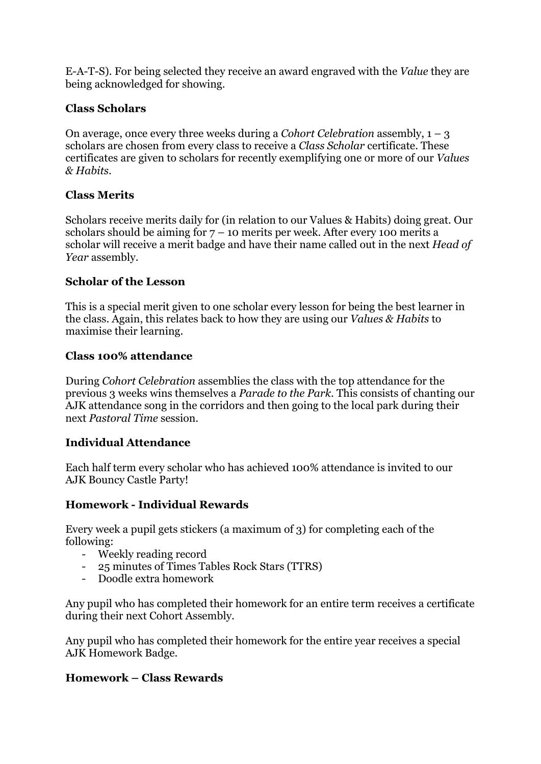E-A-T-S). For being selected they receive an award engraved with the *Value* they are being acknowledged for showing.

**Class Scholars**

On average, once every three weeks during a *Cohort Celebration* assembly, 1 – 3 scholars are chosen from every class to receive a *Class Scholar* certificate. These certificates are given to scholars for recently exemplifying one or more of our *Values & Habits*.

**Class Merits**

Scholars receive merits daily for (in relation to our Values & Habits) doing great. Our scholars should be aiming for 7 – 10 merits per week. After every 100 merits a scholar will receive a merit badge and have their name called out in the next *Head of Year* assembly.

**Scholar of the Lesson**

This is a special merit given to one scholar every lesson for being the best learner in the class. Again, this relates back to how they are using our *Values & Habits* to maximise their learning.

**Class 100% attendance**

During *Cohort Celebration* assemblies the class with the top attendance for the previous 3 weeks wins themselves a *Parade to the Park*. This consists of chanting our AJK attendance song in the corridors and then going to the local park during their next *Pastoral Time* session.

**Individual Attendance**

Each half term every scholar who has achieved 100% attendance is invited to our AJK Bouncy Castle Party!

**Homework - Individual Rewards**

Every week a pupil gets stickers (a maximum of 3) for completing each of the following:

- Weekly reading record
- 25 minutes of Times Tables Rock Stars (TTRS)
- Doodle extra homework

Any pupil who has completed their homework for an entire term receives a certificate during their next Cohort Assembly.

Any pupil who has completed their homework for the entire year receives a special AJK Homework Badge.

**Homework – Class Rewards**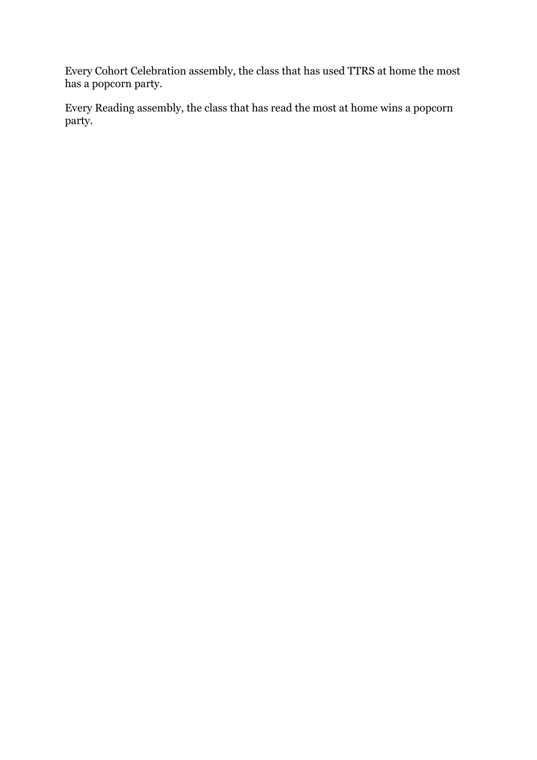Every Cohort Celebration assembly, the class that has used TTRS at home the most has a popcorn party.

Every Reading assembly, the class that has read the most at home wins a popcorn party.